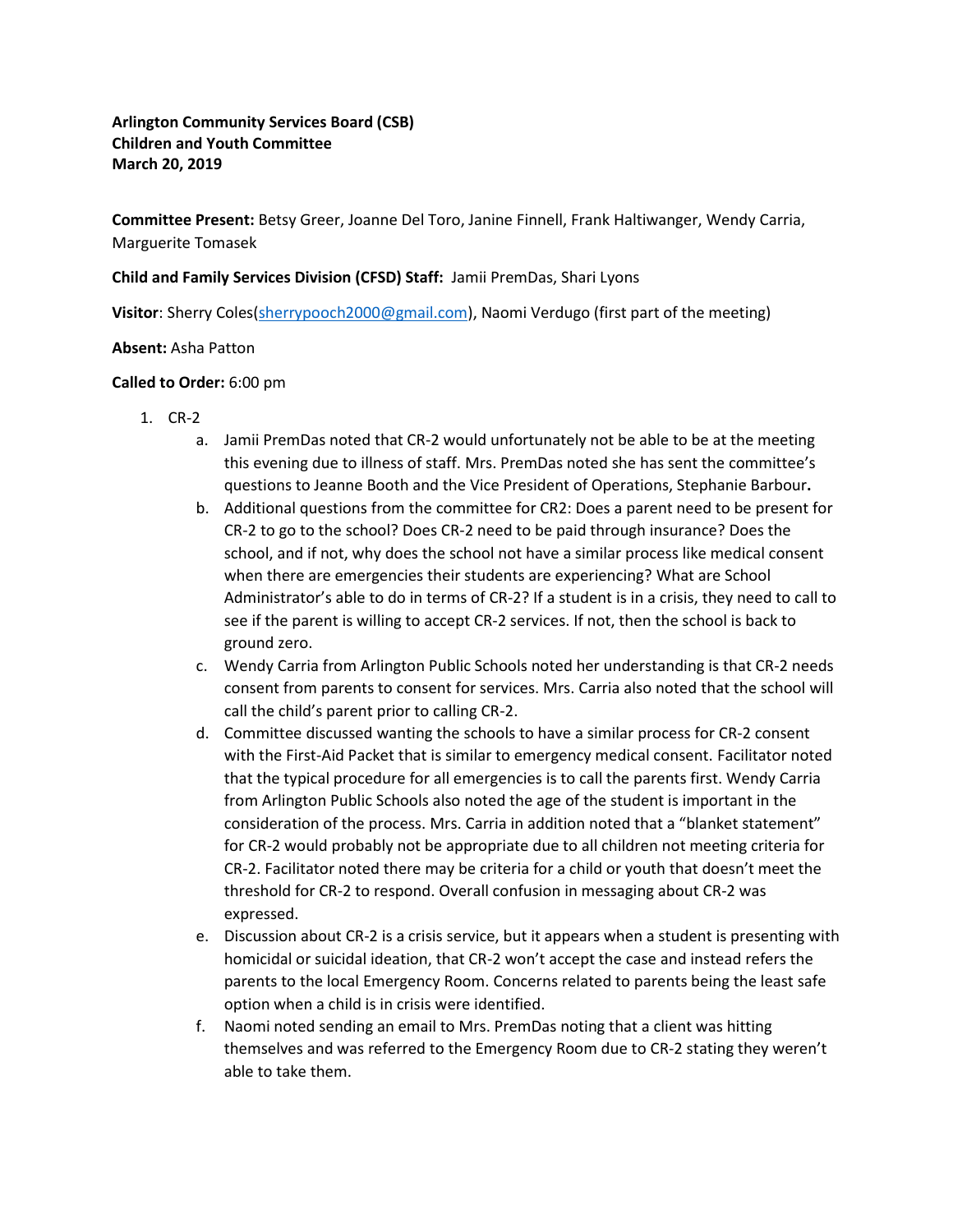**Arlington Community Services Board (CSB)**
**Children and Youth Committee**
**March 20, 2019**

**Committee Present:** Betsy Greer, Joanne Del Toro, Janine Finnell, Frank Haltiwanger, Wendy Carria, Marguerite Tomasek

**Child and Family Services Division (CFSD) Staff:** Jamii PremDas, Shari Lyons

**Visitor**: Sherry Coles(sherrypooch2000@gmail.com), Naomi Verdugo (first part of the meeting)

**Absent:** Asha Patton

**Called to Order:** 6:00 pm

1. CR-2
   a. Jamii PremDas noted that CR-2 would unfortunately not be able to be at the meeting this evening due to illness of staff. Mrs. PremDas noted she has sent the committee's questions to Jeanne Booth and the Vice President of Operations, Stephanie Barbour**.**
   b. Additional questions from the committee for CR2: Does a parent need to be present for CR-2 to go to the school? Does CR-2 need to be paid through insurance? Does the school, and if not, why does the school not have a similar process like medical consent when there are emergencies their students are experiencing? What are School Administrator's able to do in terms of CR-2? If a student is in a crisis, they need to call to see if the parent is willing to accept CR-2 services. If not, then the school is back to ground zero.
   c. Wendy Carria from Arlington Public Schools noted her understanding is that CR-2 needs consent from parents to consent for services. Mrs. Carria also noted that the school will call the child's parent prior to calling CR-2.
   d. Committee discussed wanting the schools to have a similar process for CR-2 consent with the First-Aid Packet that is similar to emergency medical consent. Facilitator noted that the typical procedure for all emergencies is to call the parents first. Wendy Carria from Arlington Public Schools also noted the age of the student is important in the consideration of the process. Mrs. Carria in addition noted that a "blanket statement" for CR-2 would probably not be appropriate due to all children not meeting criteria for CR-2. Facilitator noted there may be criteria for a child or youth that doesn't meet the threshold for CR-2 to respond. Overall confusion in messaging about CR-2 was expressed.
   e. Discussion about CR-2 is a crisis service, but it appears when a student is presenting with homicidal or suicidal ideation, that CR-2 won't accept the case and instead refers the parents to the local Emergency Room. Concerns related to parents being the least safe option when a child is in crisis were identified.
   f. Naomi noted sending an email to Mrs. PremDas noting that a client was hitting themselves and was referred to the Emergency Room due to CR-2 stating they weren't able to take them.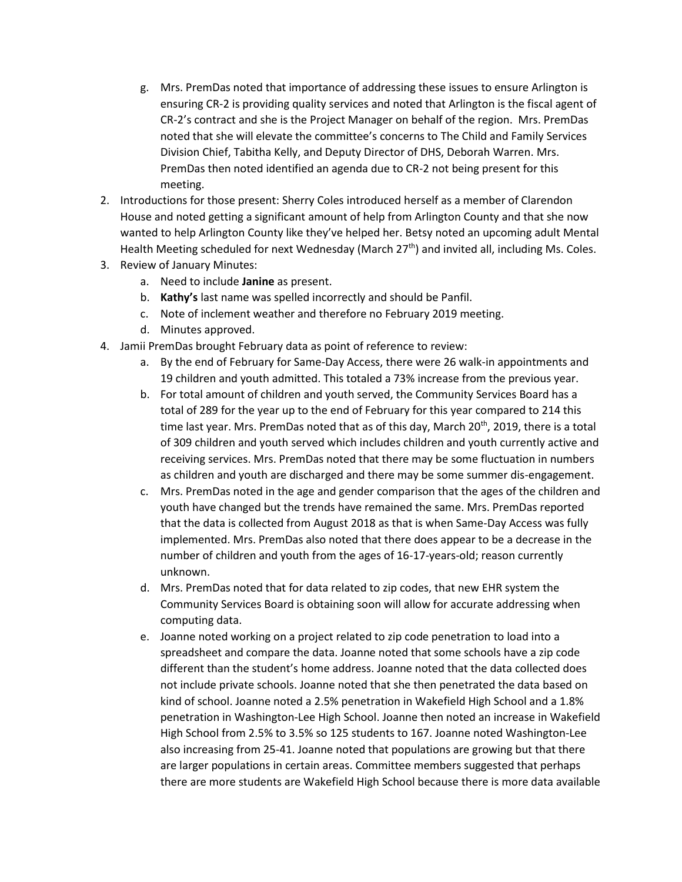g. Mrs. PremDas noted that importance of addressing these issues to ensure Arlington is ensuring CR-2 is providing quality services and noted that Arlington is the fiscal agent of CR-2's contract and she is the Project Manager on behalf of the region. Mrs. PremDas noted that she will elevate the committee's concerns to The Child and Family Services Division Chief, Tabitha Kelly, and Deputy Director of DHS, Deborah Warren. Mrs. PremDas then noted identified an agenda due to CR-2 not being present for this meeting.

2. Introductions for those present: Sherry Coles introduced herself as a member of Clarendon House and noted getting a significant amount of help from Arlington County and that she now wanted to help Arlington County like they've helped her. Betsy noted an upcoming adult Mental Health Meeting scheduled for next Wednesday (March 27th) and invited all, including Ms. Coles.
3. Review of January Minutes:
   a. Need to include **Janine** as present.
   b. **Kathy's** last name was spelled incorrectly and should be Panfil.
   c. Note of inclement weather and therefore no February 2019 meeting.
   d. Minutes approved.
4. Jamii PremDas brought February data as point of reference to review:
   a. By the end of February for Same-Day Access, there were 26 walk-in appointments and 19 children and youth admitted. This totaled a 73% increase from the previous year.
   b. For total amount of children and youth served, the Community Services Board has a total of 289 for the year up to the end of February for this year compared to 214 this time last year. Mrs. PremDas noted that as of this day, March 20th, 2019, there is a total of 309 children and youth served which includes children and youth currently active and receiving services. Mrs. PremDas noted that there may be some fluctuation in numbers as children and youth are discharged and there may be some summer dis-engagement.
   c. Mrs. PremDas noted in the age and gender comparison that the ages of the children and youth have changed but the trends have remained the same. Mrs. PremDas reported that the data is collected from August 2018 as that is when Same-Day Access was fully implemented. Mrs. PremDas also noted that there does appear to be a decrease in the number of children and youth from the ages of 16-17-years-old; reason currently unknown.
   d. Mrs. PremDas noted that for data related to zip codes, that new EHR system the Community Services Board is obtaining soon will allow for accurate addressing when computing data.
   e. Joanne noted working on a project related to zip code penetration to load into a spreadsheet and compare the data. Joanne noted that some schools have a zip code different than the student's home address. Joanne noted that the data collected does not include private schools. Joanne noted that she then penetrated the data based on kind of school. Joanne noted a 2.5% penetration in Wakefield High School and a 1.8% penetration in Washington-Lee High School. Joanne then noted an increase in Wakefield High School from 2.5% to 3.5% so 125 students to 167. Joanne noted Washington-Lee also increasing from 25-41. Joanne noted that populations are growing but that there are larger populations in certain areas. Committee members suggested that perhaps there are more students are Wakefield High School because there is more data available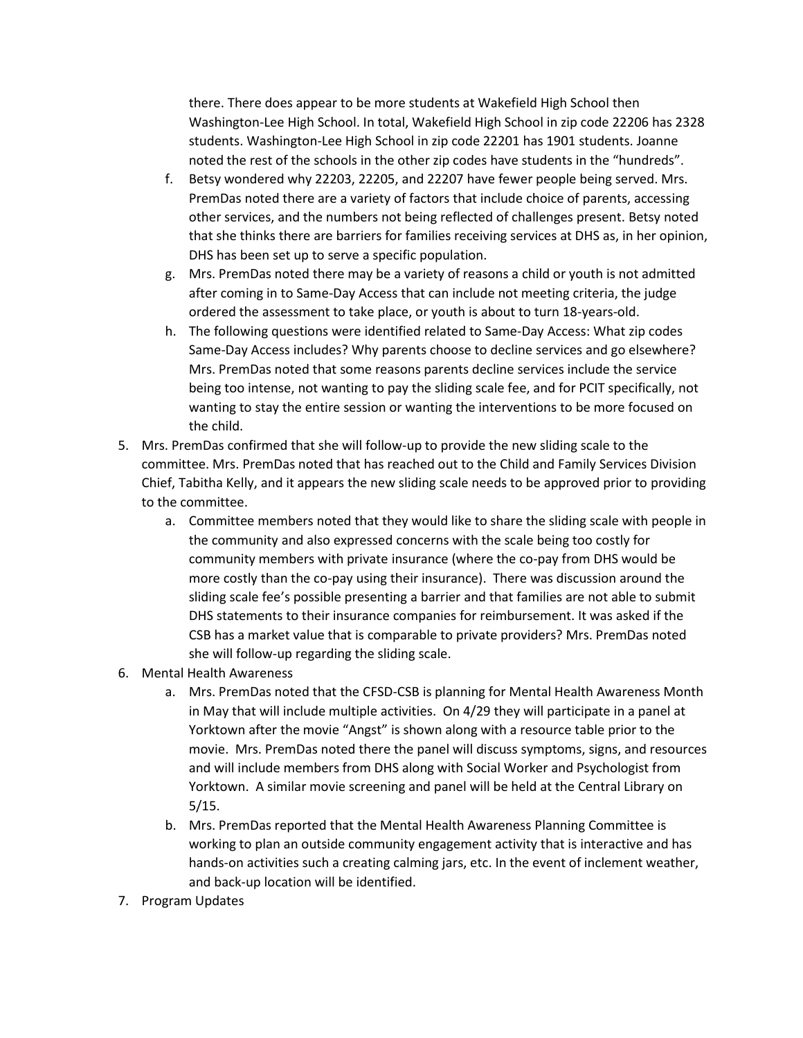there. There does appear to be more students at Wakefield High School then Washington-Lee High School. In total, Wakefield High School in zip code 22206 has 2328 students. Washington-Lee High School in zip code 22201 has 1901 students. Joanne noted the rest of the schools in the other zip codes have students in the "hundreds".

   f. Betsy wondered why 22203, 22205, and 22207 have fewer people being served. Mrs. PremDas noted there are a variety of factors that include choice of parents, accessing other services, and the numbers not being reflected of challenges present. Betsy noted that she thinks there are barriers for families receiving services at DHS as, in her opinion, DHS has been set up to serve a specific population.
   g. Mrs. PremDas noted there may be a variety of reasons a child or youth is not admitted after coming in to Same-Day Access that can include not meeting criteria, the judge ordered the assessment to take place, or youth is about to turn 18-years-old.
   h. The following questions were identified related to Same-Day Access: What zip codes Same-Day Access includes? Why parents choose to decline services and go elsewhere? Mrs. PremDas noted that some reasons parents decline services include the service being too intense, not wanting to pay the sliding scale fee, and for PCIT specifically, not wanting to stay the entire session or wanting the interventions to be more focused on the child.

5. Mrs. PremDas confirmed that she will follow-up to provide the new sliding scale to the committee. Mrs. PremDas noted that has reached out to the Child and Family Services Division Chief, Tabitha Kelly, and it appears the new sliding scale needs to be approved prior to providing to the committee.
   a. Committee members noted that they would like to share the sliding scale with people in the community and also expressed concerns with the scale being too costly for community members with private insurance (where the co-pay from DHS would be more costly than the co-pay using their insurance). There was discussion around the sliding scale fee's possible presenting a barrier and that families are not able to submit DHS statements to their insurance companies for reimbursement. It was asked if the CSB has a market value that is comparable to private providers? Mrs. PremDas noted she will follow-up regarding the sliding scale.
6. Mental Health Awareness
   a. Mrs. PremDas noted that the CFSD-CSB is planning for Mental Health Awareness Month in May that will include multiple activities. On 4/29 they will participate in a panel at Yorktown after the movie "Angst" is shown along with a resource table prior to the movie. Mrs. PremDas noted there the panel will discuss symptoms, signs, and resources and will include members from DHS along with Social Worker and Psychologist from Yorktown. A similar movie screening and panel will be held at the Central Library on 5/15.
   b. Mrs. PremDas reported that the Mental Health Awareness Planning Committee is working to plan an outside community engagement activity that is interactive and has hands-on activities such a creating calming jars, etc. In the event of inclement weather, and back-up location will be identified.
7. Program Updates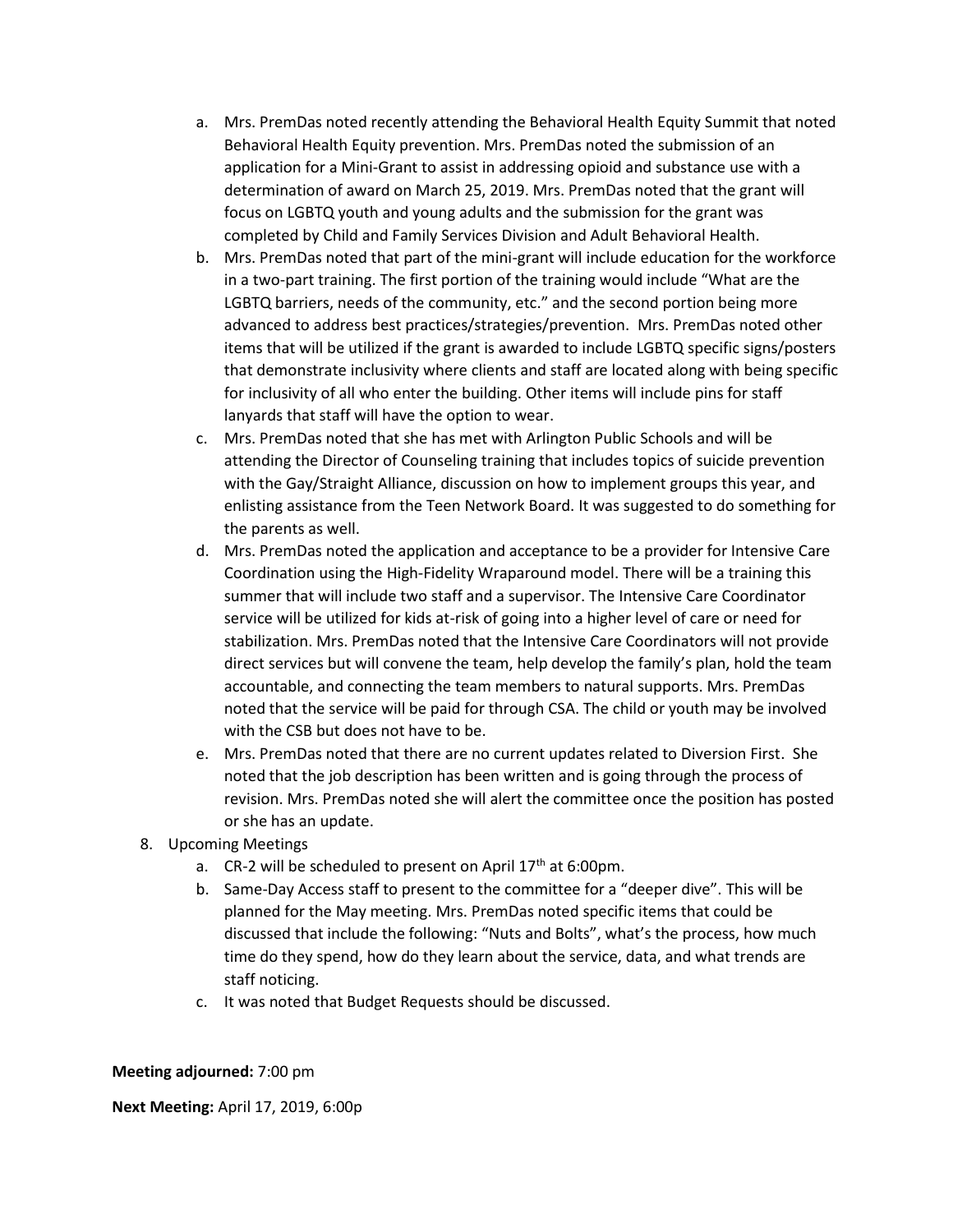a. Mrs. PremDas noted recently attending the Behavioral Health Equity Summit that noted Behavioral Health Equity prevention. Mrs. PremDas noted the submission of an application for a Mini-Grant to assist in addressing opioid and substance use with a determination of award on March 25, 2019. Mrs. PremDas noted that the grant will focus on LGBTQ youth and young adults and the submission for the grant was completed by Child and Family Services Division and Adult Behavioral Health.

b. Mrs. PremDas noted that part of the mini-grant will include education for the workforce in a two-part training. The first portion of the training would include "What are the LGBTQ barriers, needs of the community, etc." and the second portion being more advanced to address best practices/strategies/prevention. Mrs. PremDas noted other items that will be utilized if the grant is awarded to include LGBTQ specific signs/posters that demonstrate inclusivity where clients and staff are located along with being specific for inclusivity of all who enter the building. Other items will include pins for staff lanyards that staff will have the option to wear.

c. Mrs. PremDas noted that she has met with Arlington Public Schools and will be attending the Director of Counseling training that includes topics of suicide prevention with the Gay/Straight Alliance, discussion on how to implement groups this year, and enlisting assistance from the Teen Network Board. It was suggested to do something for the parents as well.

d. Mrs. PremDas noted the application and acceptance to be a provider for Intensive Care Coordination using the High-Fidelity Wraparound model. There will be a training this summer that will include two staff and a supervisor. The Intensive Care Coordinator service will be utilized for kids at-risk of going into a higher level of care or need for stabilization. Mrs. PremDas noted that the Intensive Care Coordinators will not provide direct services but will convene the team, help develop the family's plan, hold the team accountable, and connecting the team members to natural supports. Mrs. PremDas noted that the service will be paid for through CSA. The child or youth may be involved with the CSB but does not have to be.

e. Mrs. PremDas noted that there are no current updates related to Diversion First. She noted that the job description has been written and is going through the process of revision. Mrs. PremDas noted she will alert the committee once the position has posted or she has an update.

8. Upcoming Meetings
   a. CR-2 will be scheduled to present on April 17th at 6:00pm.
   b. Same-Day Access staff to present to the committee for a "deeper dive". This will be planned for the May meeting. Mrs. PremDas noted specific items that could be discussed that include the following: "Nuts and Bolts", what's the process, how much time do they spend, how do they learn about the service, data, and what trends are staff noticing.
   c. It was noted that Budget Requests should be discussed.

**Meeting adjourned:** 7:00 pm

**Next Meeting:** April 17, 2019, 6:00p